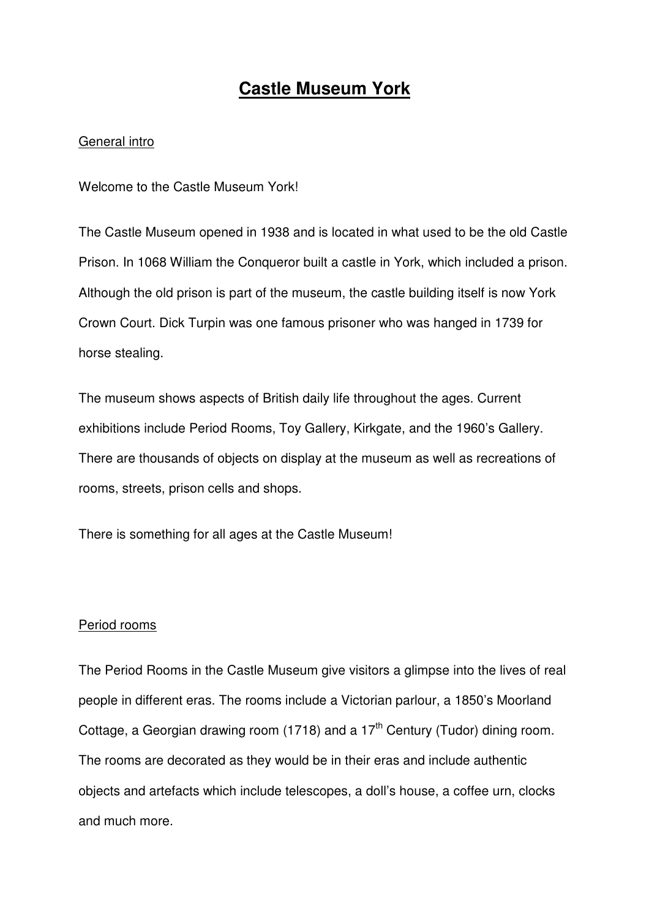# Castle Museum York

General intro

Welcome to the Castle Museum York!

The Castle Museum opened in 1938 and is located in what used to be the old Castle Prison. In 1068 William the Conqueror built a castle in York, which included a prison. Although the old prison is part of the museum, the castle building itself is now York Crown Court. Dick Turpin was one famous prisoner who was hanged in 1739 for horse stealing.

The museum shows aspects of British daily life throughout the ages. Current exhibitions include Period Rooms, Toy Gallery, Kirkgate, and the 1960's Gallery. There are thousands of objects on display at the museum as well as recreations of rooms, streets, prison cells and shops.

There is something for all ages at the Castle Museum!

Period rooms

The Period Rooms in the Castle Museum give visitors a glimpse into the lives of real people in different eras. The rooms include a Victorian parlour, a 1850's Moorland Cottage, a Georgian drawing room (1718) and a 17th Century (Tudor) dining room. The rooms are decorated as they would be in their eras and include authentic objects and artefacts which include telescopes, a doll's house, a coffee urn, clocks and much more.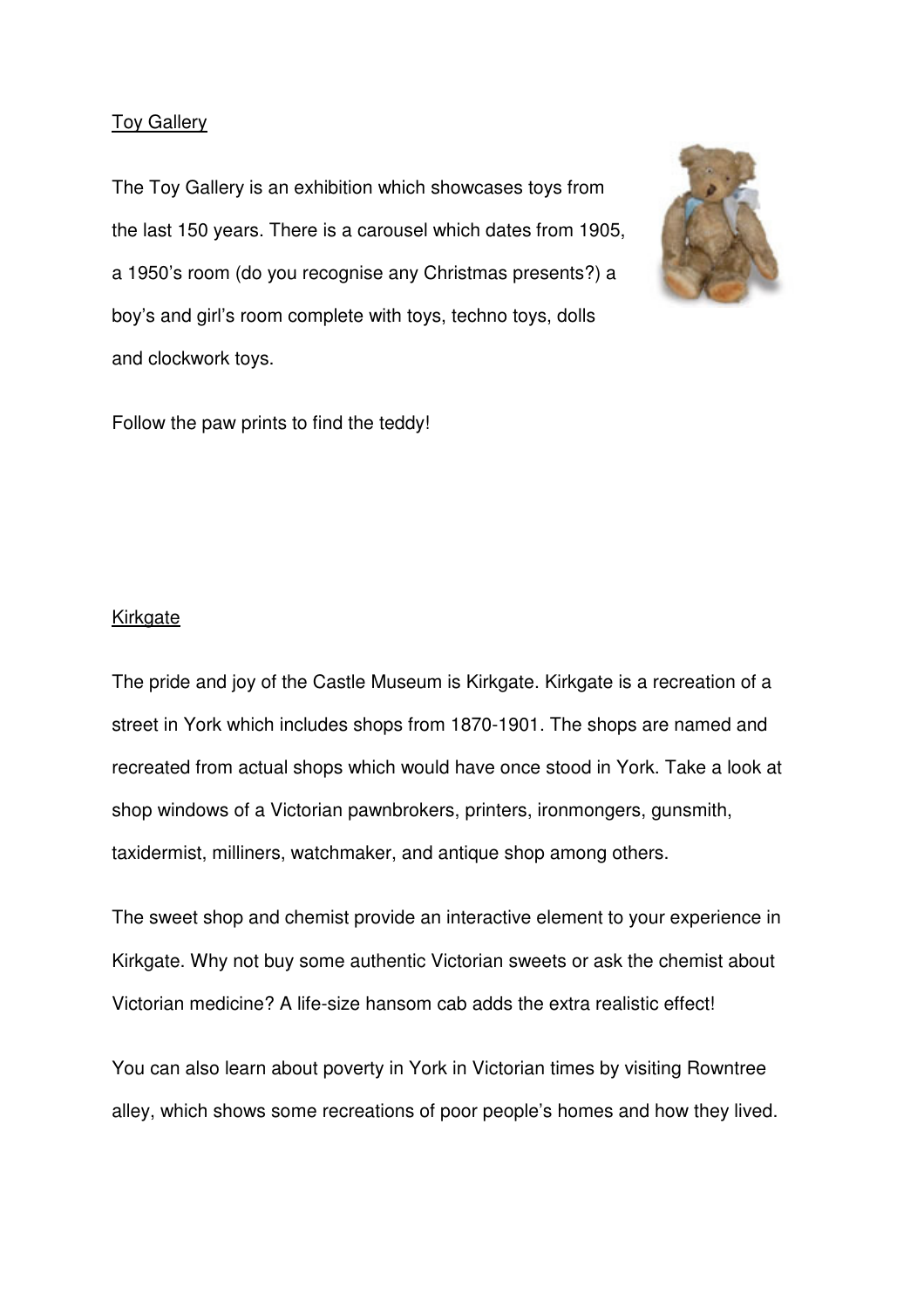## Toy Gallery

The Toy Gallery is an exhibition which showcases toys from the last 150 years. There is a carousel which dates from 1905, a 1950's room (do you recognise any Christmas presents?) a boy's and girl's room complete with toys, techno toys, dolls and clockwork toys.

Follow the paw prints to find the teddy!

## Kirkgate

The pride and joy of the Castle Museum is Kirkgate. Kirkgate is a recreation of a street in York which includes shops from 1870-1901. The shops are named and recreated from actual shops which would have once stood in York. Take a look at shop windows of a Victorian pawnbrokers, printers, ironmongers, gunsmith, taxidermist, milliners, watchmaker, and antique shop among others.

The sweet shop and chemist provide an interactive element to your experience in Kirkgate. Why not buy some authentic Victorian sweets or ask the chemist about Victorian medicine? A life-size hansom cab adds the extra realistic effect!

You can also learn about poverty in York in Victorian times by visiting Rowntree alley, which shows some recreations of poor people's homes and how they lived.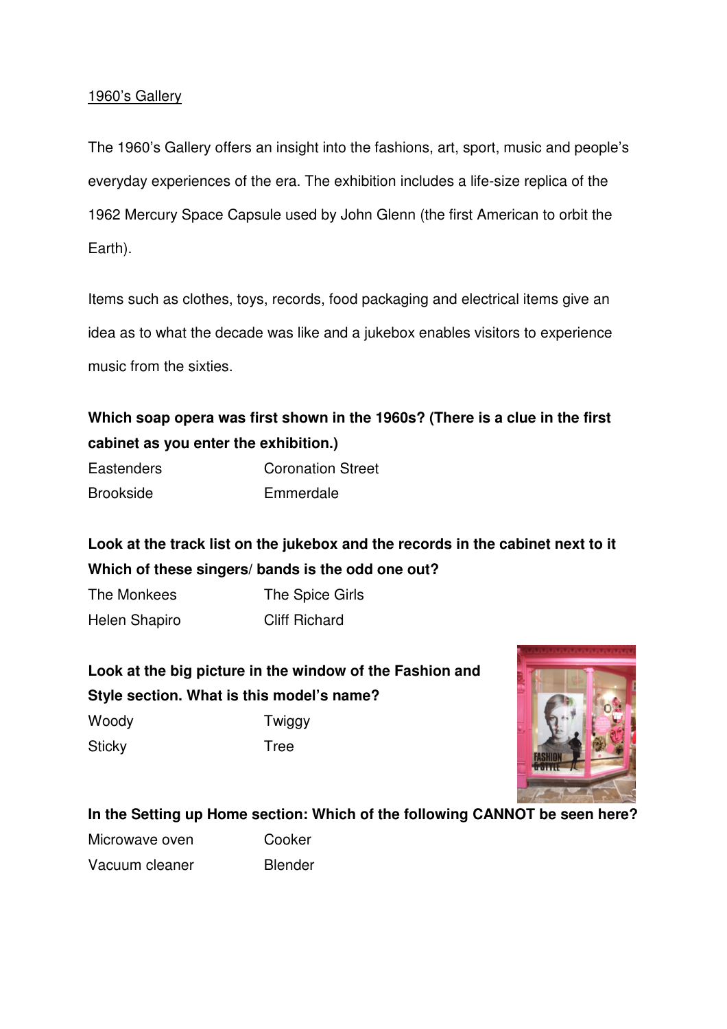<u>1960's Gallery</u>

The 1960's Gallery offers an insight into the fashions, art, sport, music and people's everyday experiences of the era. The exhibition includes a life-size replica of the 1962 Mercury Space Capsule used by John Glenn (the first American to orbit the Earth).

Items such as clothes, toys, records, food packaging and electrical items give an idea as to what the decade was like and a jukebox enables visitors to experience music from the sixties.

**Which soap opera was first shown in the 1960s? (There is a clue in the first cabinet as you enter the exhibition.)**

| | |
|---|---|
| Eastenders | Coronation Street |
| Brookside | Emmerdale |

**Look at the track list on the jukebox and the records in the cabinet next to it Which of these singers/ bands is the odd one out?**

| | |
|---|---|
| The Monkees | The Spice Girls |
| Helen Shapiro | Cliff Richard |

**Look at the big picture in the window of the Fashion and Style section. What is this model's name?**

| | |
|---|---|
| Woody | Twiggy |
| Sticky | Tree |

**In the Setting up Home section: Which of the following CANNOT be seen here?**

| | |
|---|---|
| Microwave oven | Cooker |
| Vacuum cleaner | Blender |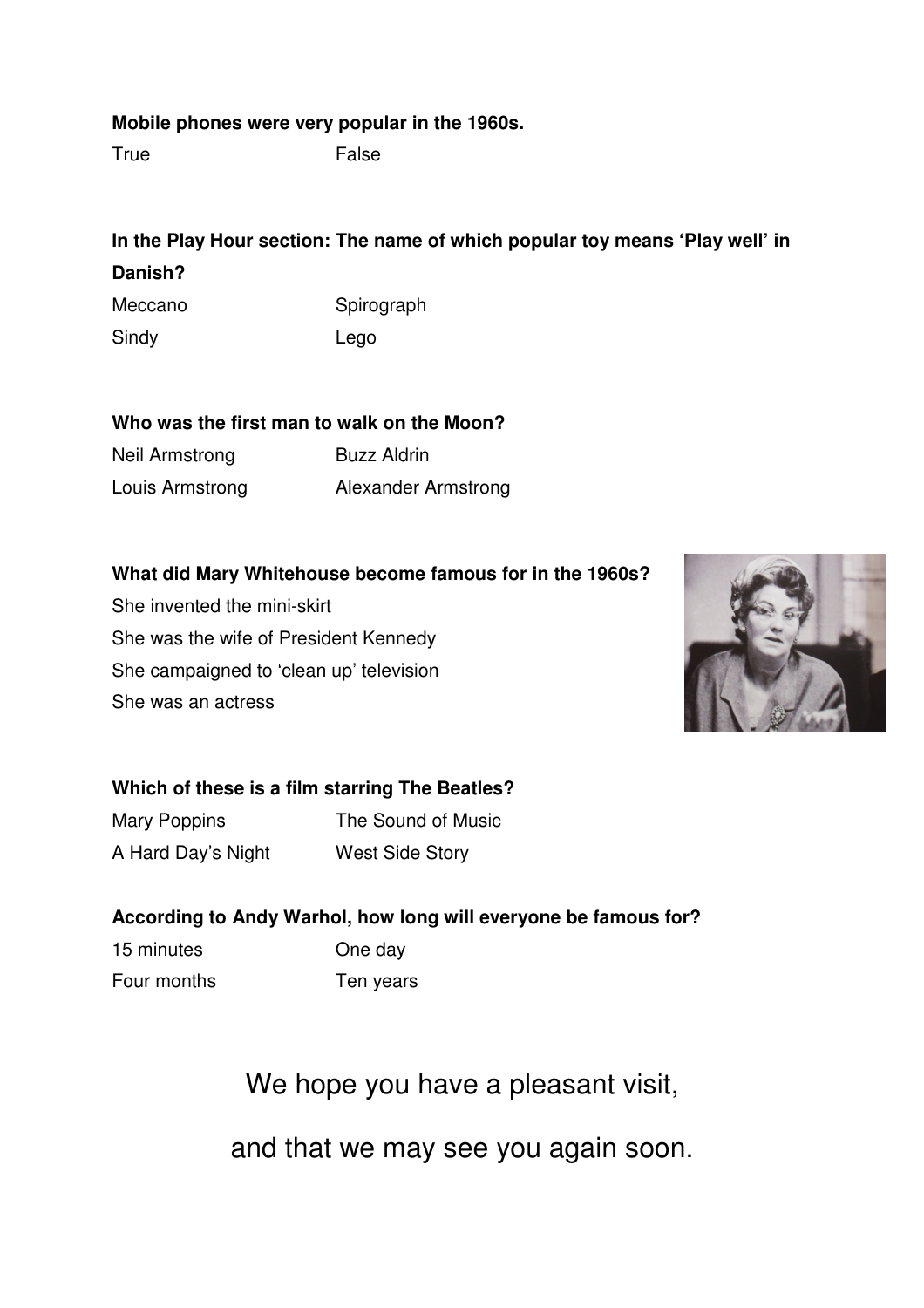**Mobile phones were very popular in the 1960s.**

True False

**In the Play Hour section: The name of which popular toy means 'Play well' in Danish?**

Meccano Spirograph

Sindy Lego

**Who was the first man to walk on the Moon?**

Neil Armstrong Buzz Aldrin

Louis Armstrong Alexander Armstrong

**What did Mary Whitehouse become famous for in the 1960s?**

She invented the mini-skirt

She was the wife of President Kennedy

She campaigned to 'clean up' television

She was an actress

**Which of these is a film starring The Beatles?**

Mary Poppins The Sound of Music

A Hard Day's Night West Side Story

**According to Andy Warhol, how long will everyone be famous for?**

15 minutes One day

Four months Ten years

We hope you have a pleasant visit,

and that we may see you again soon.